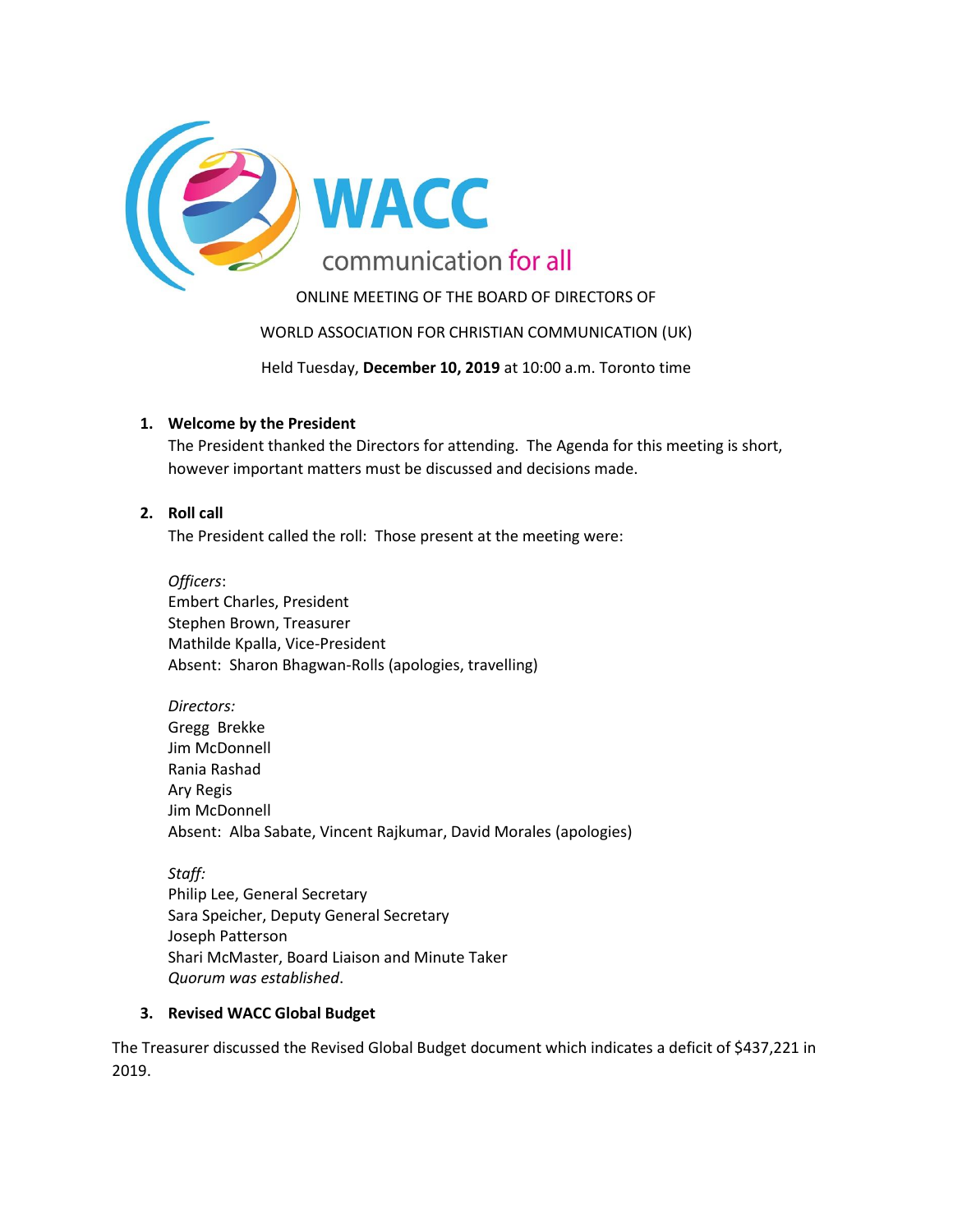WACC

communication for all

ONLINE MEETING OF THE BOARD OF DIRECTORS OF

WORLD ASSOCIATION FOR CHRISTIAN COMMUNICATION (UK)

Held Tuesday, **December 10, 2019** at 10:00 a.m. Toronto time

1. **Welcome by the President**
   The President thanked the Directors for attending. The Agenda for this meeting is short, however important matters must be discussed and decisions made.

2. **Roll call**
   The President called the roll: Those present at the meeting were:

   *Officers*:
   Embert Charles, President
   Stephen Brown, Treasurer
   Mathilde Kpalla, Vice-President
   Absent: Sharon Bhagwan-Rolls (apologies, travelling)

   *Directors:*
   Gregg Brekke
   Jim McDonnell
   Rania Rashad
   Ary Regis
   Jim McDonnell
   Absent: Alba Sabate, Vincent Rajkumar, David Morales (apologies)

   *Staff:*
   Philip Lee, General Secretary
   Sara Speicher, Deputy General Secretary
   Joseph Patterson
   Shari McMaster, Board Liaison and Minute Taker
   *Quorum was established*.

3. **Revised WACC Global Budget**

The Treasurer discussed the Revised Global Budget document which indicates a deficit of $437,221 in 2019.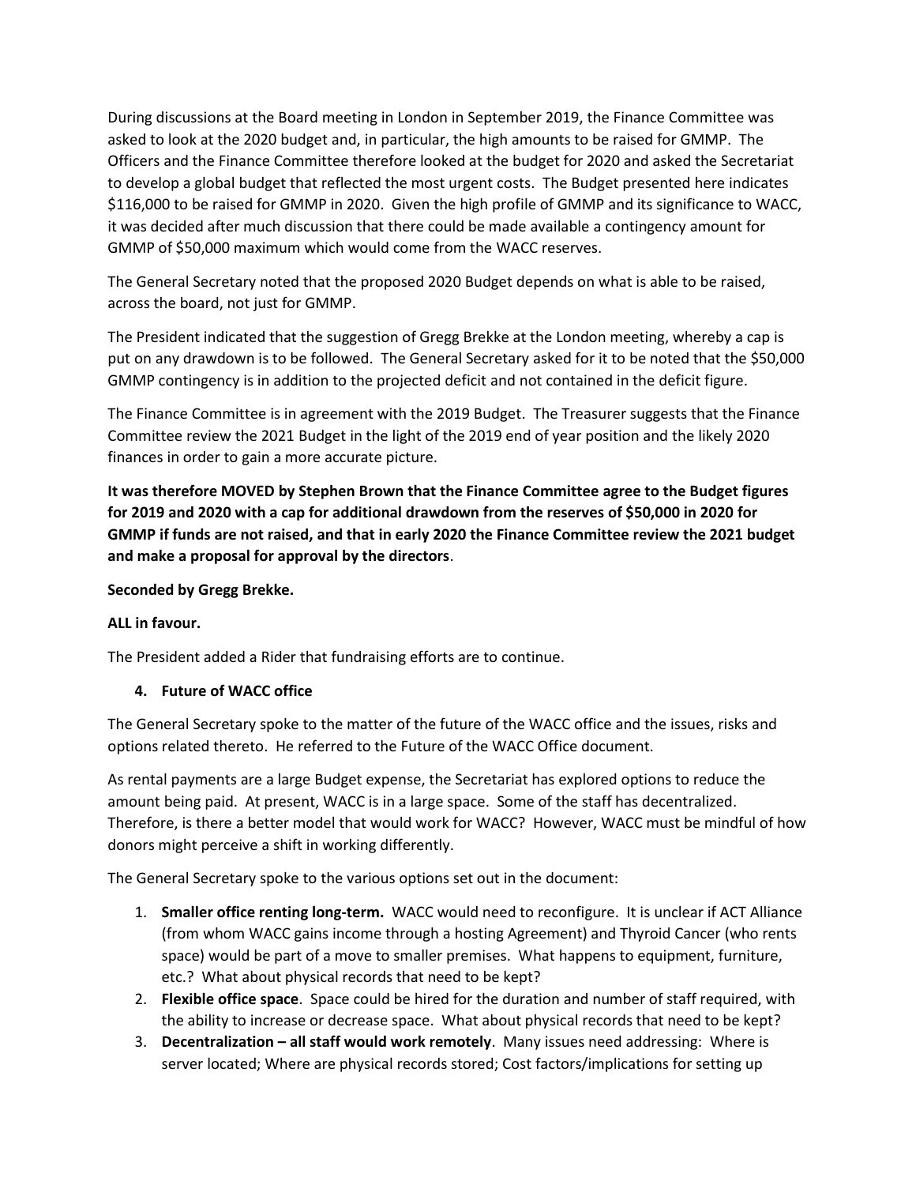During discussions at the Board meeting in London in September 2019, the Finance Committee was asked to look at the 2020 budget and, in particular, the high amounts to be raised for GMMP. The Officers and the Finance Committee therefore looked at the budget for 2020 and asked the Secretariat to develop a global budget that reflected the most urgent costs. The Budget presented here indicates $116,000 to be raised for GMMP in 2020. Given the high profile of GMMP and its significance to WACC, it was decided after much discussion that there could be made available a contingency amount for GMMP of $50,000 maximum which would come from the WACC reserves.

The General Secretary noted that the proposed 2020 Budget depends on what is able to be raised, across the board, not just for GMMP.

The President indicated that the suggestion of Gregg Brekke at the London meeting, whereby a cap is put on any drawdown is to be followed. The General Secretary asked for it to be noted that the $50,000 GMMP contingency is in addition to the projected deficit and not contained in the deficit figure.

The Finance Committee is in agreement with the 2019 Budget. The Treasurer suggests that the Finance Committee review the 2021 Budget in the light of the 2019 end of year position and the likely 2020 finances in order to gain a more accurate picture.

**It was therefore MOVED by Stephen Brown that the Finance Committee agree to the Budget figures for 2019 and 2020 with a cap for additional drawdown from the reserves of $50,000 in 2020 for GMMP if funds are not raised, and that in early 2020 the Finance Committee review the 2021 budget and make a proposal for approval by the directors**.

**Seconded by Gregg Brekke.**

**ALL in favour.**

The President added a Rider that fundraising efforts are to continue.

4. **Future of WACC office**

The General Secretary spoke to the matter of the future of the WACC office and the issues, risks and options related thereto. He referred to the Future of the WACC Office document.

As rental payments are a large Budget expense, the Secretariat has explored options to reduce the amount being paid. At present, WACC is in a large space. Some of the staff has decentralized. Therefore, is there a better model that would work for WACC? However, WACC must be mindful of how donors might perceive a shift in working differently.

The General Secretary spoke to the various options set out in the document:

1. **Smaller office renting long-term.** WACC would need to reconfigure. It is unclear if ACT Alliance (from whom WACC gains income through a hosting Agreement) and Thyroid Cancer (who rents space) would be part of a move to smaller premises. What happens to equipment, furniture, etc.? What about physical records that need to be kept?
2. **Flexible office space**. Space could be hired for the duration and number of staff required, with the ability to increase or decrease space. What about physical records that need to be kept?
3. **Decentralization – all staff would work remotely**. Many issues need addressing: Where is server located; Where are physical records stored; Cost factors/implications for setting up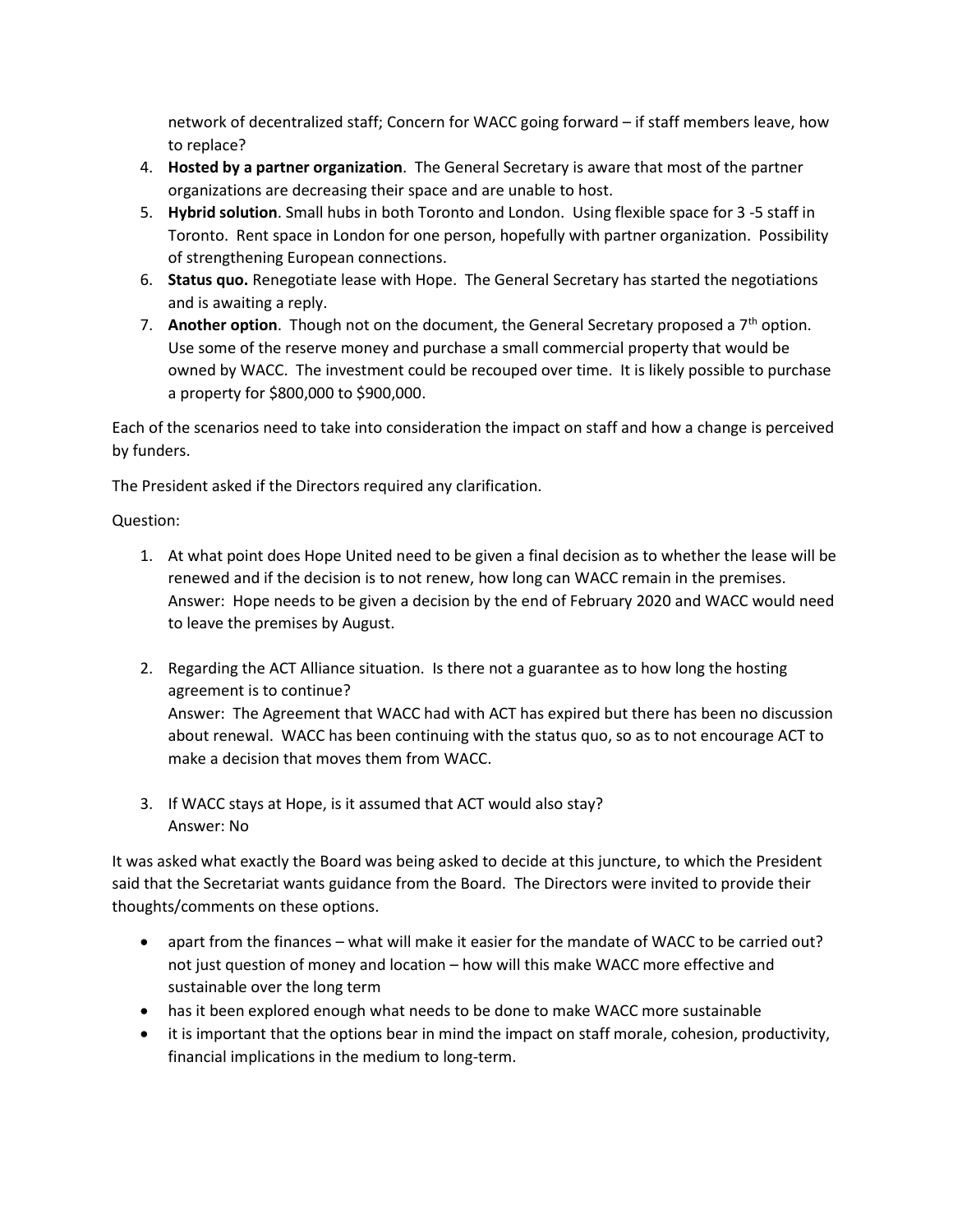network of decentralized staff; Concern for WACC going forward – if staff members leave, how to replace?

4. **Hosted by a partner organization**. The General Secretary is aware that most of the partner organizations are decreasing their space and are unable to host.
5. **Hybrid solution**. Small hubs in both Toronto and London. Using flexible space for 3 -5 staff in Toronto. Rent space in London for one person, hopefully with partner organization. Possibility of strengthening European connections.
6. **Status quo.** Renegotiate lease with Hope. The General Secretary has started the negotiations and is awaiting a reply.
7. **Another option**. Though not on the document, the General Secretary proposed a 7th option. Use some of the reserve money and purchase a small commercial property that would be owned by WACC. The investment could be recouped over time. It is likely possible to purchase a property for $800,000 to $900,000.

Each of the scenarios need to take into consideration the impact on staff and how a change is perceived by funders.

The President asked if the Directors required any clarification.

Question:

1. At what point does Hope United need to be given a final decision as to whether the lease will be renewed and if the decision is to not renew, how long can WACC remain in the premises.
   Answer: Hope needs to be given a decision by the end of February 2020 and WACC would need to leave the premises by August.

2. Regarding the ACT Alliance situation. Is there not a guarantee as to how long the hosting agreement is to continue?
   Answer: The Agreement that WACC had with ACT has expired but there has been no discussion about renewal. WACC has been continuing with the status quo, so as to not encourage ACT to make a decision that moves them from WACC.

3. If WACC stays at Hope, is it assumed that ACT would also stay?
   Answer: No

It was asked what exactly the Board was being asked to decide at this juncture, to which the President said that the Secretariat wants guidance from the Board. The Directors were invited to provide their thoughts/comments on these options.

- apart from the finances – what will make it easier for the mandate of WACC to be carried out? not just question of money and location – how will this make WACC more effective and sustainable over the long term
- has it been explored enough what needs to be done to make WACC more sustainable
- it is important that the options bear in mind the impact on staff morale, cohesion, productivity, financial implications in the medium to long-term.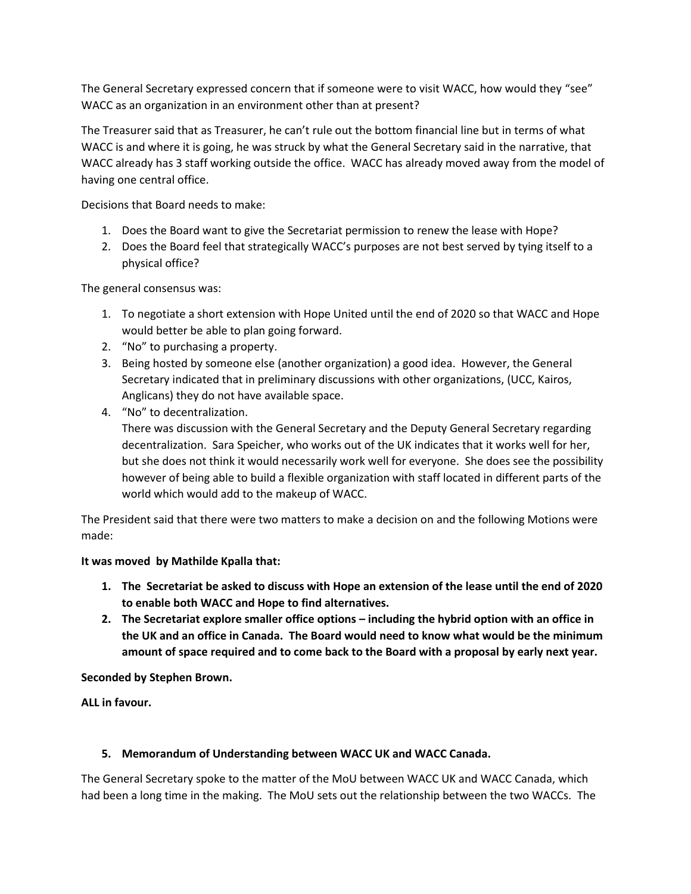The General Secretary expressed concern that if someone were to visit WACC, how would they "see" WACC as an organization in an environment other than at present?

The Treasurer said that as Treasurer, he can't rule out the bottom financial line but in terms of what WACC is and where it is going, he was struck by what the General Secretary said in the narrative, that WACC already has 3 staff working outside the office. WACC has already moved away from the model of having one central office.

Decisions that Board needs to make:

1. Does the Board want to give the Secretariat permission to renew the lease with Hope?
2. Does the Board feel that strategically WACC's purposes are not best served by tying itself to a physical office?

The general consensus was:

1. To negotiate a short extension with Hope United until the end of 2020 so that WACC and Hope would better be able to plan going forward.
2. "No" to purchasing a property.
3. Being hosted by someone else (another organization) a good idea. However, the General Secretary indicated that in preliminary discussions with other organizations, (UCC, Kairos, Anglicans) they do not have available space.
4. "No" to decentralization.
   There was discussion with the General Secretary and the Deputy General Secretary regarding decentralization. Sara Speicher, who works out of the UK indicates that it works well for her, but she does not think it would necessarily work well for everyone. She does see the possibility however of being able to build a flexible organization with staff located in different parts of the world which would add to the makeup of WACC.

The President said that there were two matters to make a decision on and the following Motions were made:

**It was moved by Mathilde Kpalla that:**

1. **The Secretariat be asked to discuss with Hope an extension of the lease until the end of 2020 to enable both WACC and Hope to find alternatives.**
2. **The Secretariat explore smaller office options – including the hybrid option with an office in the UK and an office in Canada. The Board would need to know what would be the minimum amount of space required and to come back to the Board with a proposal by early next year.**

**Seconded by Stephen Brown.**

**ALL in favour.**

5. **Memorandum of Understanding between WACC UK and WACC Canada.**

The General Secretary spoke to the matter of the MoU between WACC UK and WACC Canada, which had been a long time in the making. The MoU sets out the relationship between the two WACCs. The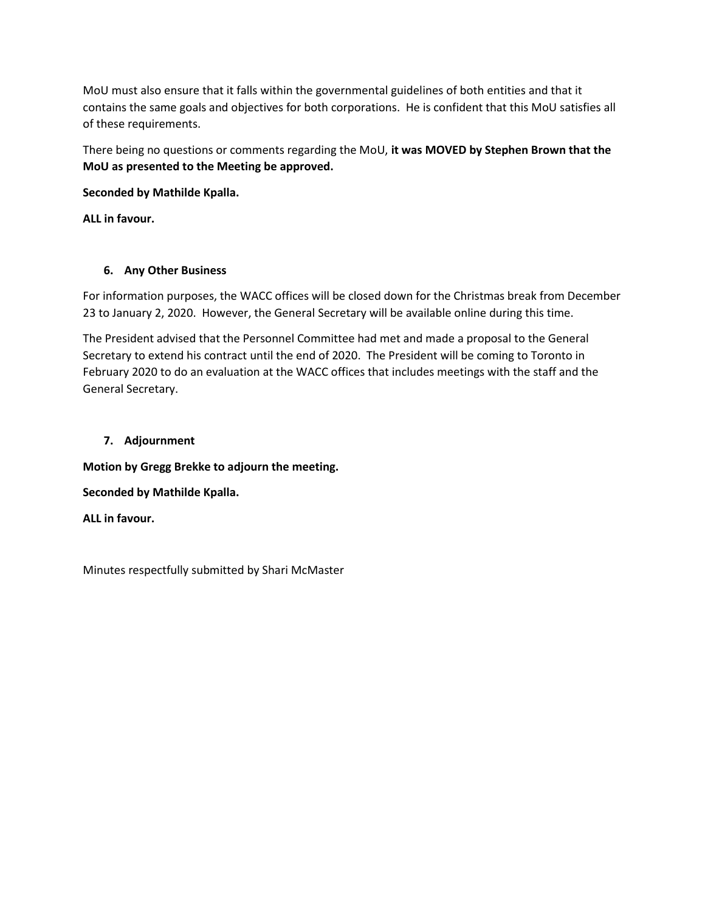MoU must also ensure that it falls within the governmental guidelines of both entities and that it contains the same goals and objectives for both corporations. He is confident that this MoU satisfies all of these requirements.

There being no questions or comments regarding the MoU, **it was MOVED by Stephen Brown that the MoU as presented to the Meeting be approved.**

**Seconded by Mathilde Kpalla.**

**ALL in favour.**

### 6. Any Other Business

For information purposes, the WACC offices will be closed down for the Christmas break from December 23 to January 2, 2020. However, the General Secretary will be available online during this time.

The President advised that the Personnel Committee had met and made a proposal to the General Secretary to extend his contract until the end of 2020. The President will be coming to Toronto in February 2020 to do an evaluation at the WACC offices that includes meetings with the staff and the General Secretary.

### 7. Adjournment

**Motion by Gregg Brekke to adjourn the meeting.**

**Seconded by Mathilde Kpalla.**

**ALL in favour.**

Minutes respectfully submitted by Shari McMaster